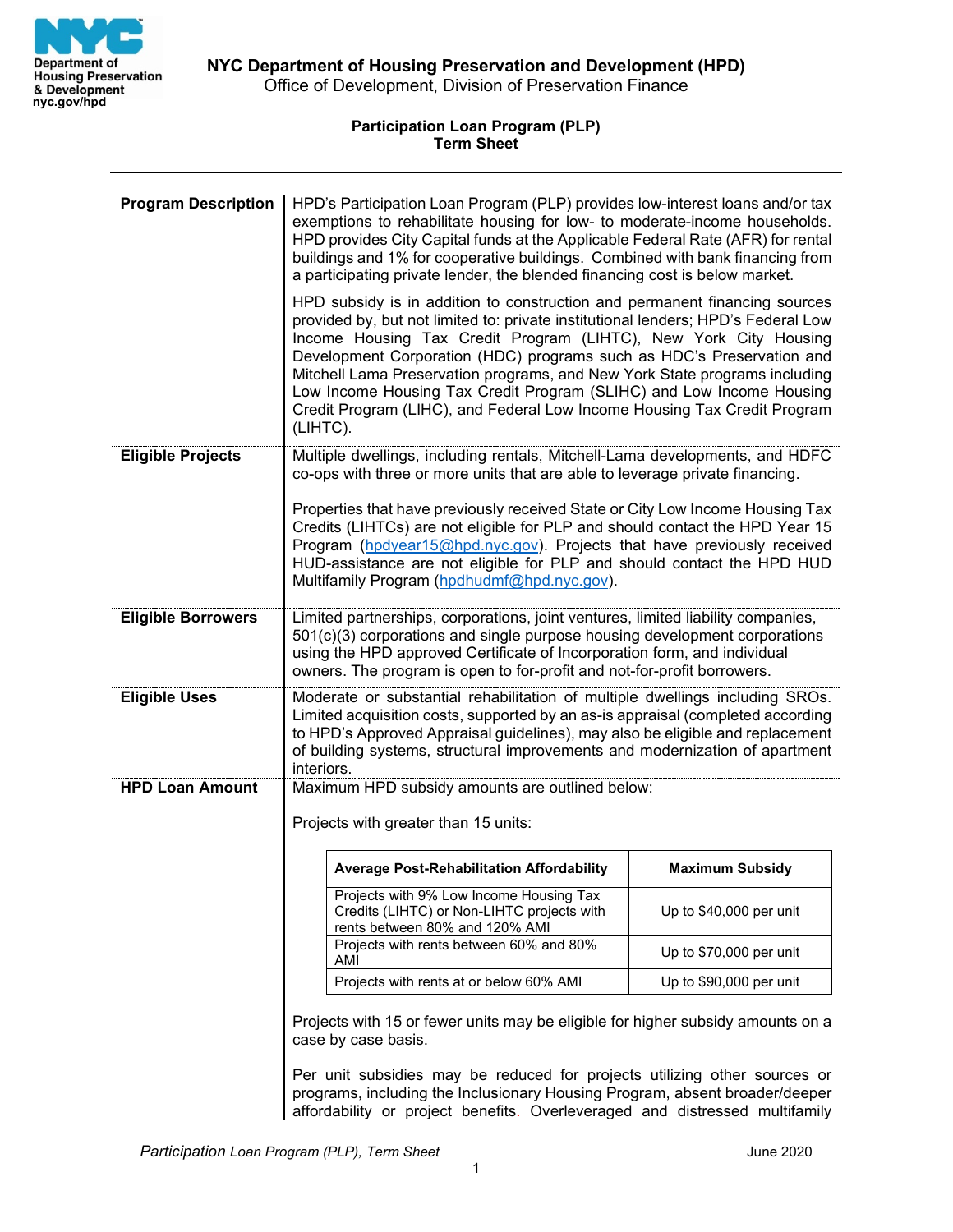# NYC Department of Housing Preservation and Development (HPD)

Office of Development, Division of Preservation Finance

## Participation Loan Program (PLP)
## Term Sheet

---

**Program Description**

HPD's Participation Loan Program (PLP) provides low-interest loans and/or tax exemptions to rehabilitate housing for low- to moderate-income households. HPD provides City Capital funds at the Applicable Federal Rate (AFR) for rental buildings and 1% for cooperative buildings. Combined with bank financing from a participating private lender, the blended financing cost is below market.

HPD subsidy is in addition to construction and permanent financing sources provided by, but not limited to: private institutional lenders; HPD's Federal Low Income Housing Tax Credit Program (LIHTC), New York City Housing Development Corporation (HDC) programs such as HDC's Preservation and Mitchell Lama Preservation programs, and New York State programs including Low Income Housing Tax Credit Program (SLIHC) and Low Income Housing Credit Program (LIHC), and Federal Low Income Housing Tax Credit Program (LIHTC).

**Eligible Projects**

Multiple dwellings, including rentals, Mitchell-Lama developments, and HDFC co-ops with three or more units that are able to leverage private financing.

Properties that have previously received State or City Low Income Housing Tax Credits (LIHTCs) are not eligible for PLP and should contact the HPD Year 15 Program (hpdyear15@hpd.nyc.gov). Projects that have previously received HUD-assistance are not eligible for PLP and should contact the HPD HUD Multifamily Program (hpdhudmf@hpd.nyc.gov).

**Eligible Borrowers**

Limited partnerships, corporations, joint ventures, limited liability companies, 501(c)(3) corporations and single purpose housing development corporations using the HPD approved Certificate of Incorporation form, and individual owners. The program is open to for-profit and not-for-profit borrowers.

**Eligible Uses**

Moderate or substantial rehabilitation of multiple dwellings including SROs. Limited acquisition costs, supported by an as-is appraisal (completed according to HPD's Approved Appraisal guidelines), may also be eligible and replacement of building systems, structural improvements and modernization of apartment interiors.

**HPD Loan Amount**

Maximum HPD subsidy amounts are outlined below:

Projects with greater than 15 units:

| Average Post-Rehabilitation Affordability | Maximum Subsidy |
|---|---|
| Projects with 9% Low Income Housing Tax Credits (LIHTC) or Non-LIHTC projects with rents between 80% and 120% AMI | Up to $40,000 per unit |
| Projects with rents between 60% and 80% AMI | Up to $70,000 per unit |
| Projects with rents at or below 60% AMI | Up to $90,000 per unit |

Projects with 15 or fewer units may be eligible for higher subsidy amounts on a case by case basis.

Per unit subsidies may be reduced for projects utilizing other sources or programs, including the Inclusionary Housing Program, absent broader/deeper affordability or project benefits. Overleveraged and distressed multifamily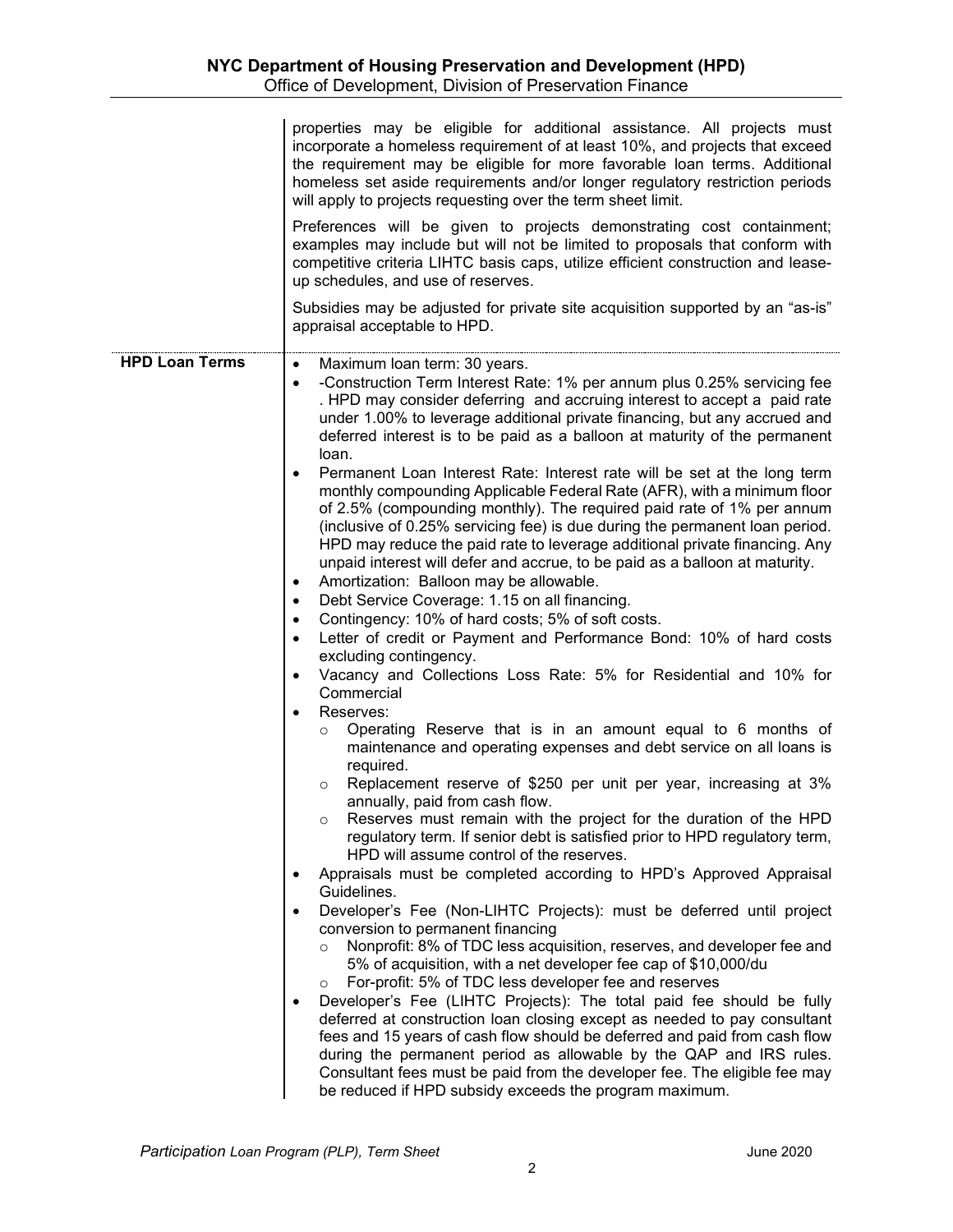properties may be eligible for additional assistance. All projects must incorporate a homeless requirement of at least 10%, and projects that exceed the requirement may be eligible for more favorable loan terms. Additional homeless set aside requirements and/or longer regulatory restriction periods will apply to projects requesting over the term sheet limit.

Preferences will be given to projects demonstrating cost containment; examples may include but will not be limited to proposals that conform with competitive criteria LIHTC basis caps, utilize efficient construction and lease-up schedules, and use of reserves.

Subsidies may be adjusted for private site acquisition supported by an "as-is" appraisal acceptable to HPD.

**HPD Loan Terms**

- Maximum loan term: 30 years.
- -Construction Term Interest Rate: 1% per annum plus 0.25% servicing fee . HPD may consider deferring and accruing interest to accept a paid rate under 1.00% to leverage additional private financing, but any accrued and deferred interest is to be paid as a balloon at maturity of the permanent loan.
- Permanent Loan Interest Rate: Interest rate will be set at the long term monthly compounding Applicable Federal Rate (AFR), with a minimum floor of 2.5% (compounding monthly). The required paid rate of 1% per annum (inclusive of 0.25% servicing fee) is due during the permanent loan period. HPD may reduce the paid rate to leverage additional private financing. Any unpaid interest will defer and accrue, to be paid as a balloon at maturity.
- Amortization: Balloon may be allowable.
- Debt Service Coverage: 1.15 on all financing.
- Contingency: 10% of hard costs; 5% of soft costs.
- Letter of credit or Payment and Performance Bond: 10% of hard costs excluding contingency.
- Vacancy and Collections Loss Rate: 5% for Residential and 10% for Commercial
- Reserves:
  - Operating Reserve that is in an amount equal to 6 months of maintenance and operating expenses and debt service on all loans is required.
  - Replacement reserve of $250 per unit per year, increasing at 3% annually, paid from cash flow.
  - Reserves must remain with the project for the duration of the HPD regulatory term. If senior debt is satisfied prior to HPD regulatory term, HPD will assume control of the reserves.
- Appraisals must be completed according to HPD's Approved Appraisal Guidelines.
- Developer's Fee (Non-LIHTC Projects): must be deferred until project conversion to permanent financing
  - Nonprofit: 8% of TDC less acquisition, reserves, and developer fee and 5% of acquisition, with a net developer fee cap of $10,000/du
  - For-profit: 5% of TDC less developer fee and reserves
- Developer's Fee (LIHTC Projects): The total paid fee should be fully deferred at construction loan closing except as needed to pay consultant fees and 15 years of cash flow should be deferred and paid from cash flow during the permanent period as allowable by the QAP and IRS rules. Consultant fees must be paid from the developer fee. The eligible fee may be reduced if HPD subsidy exceeds the program maximum.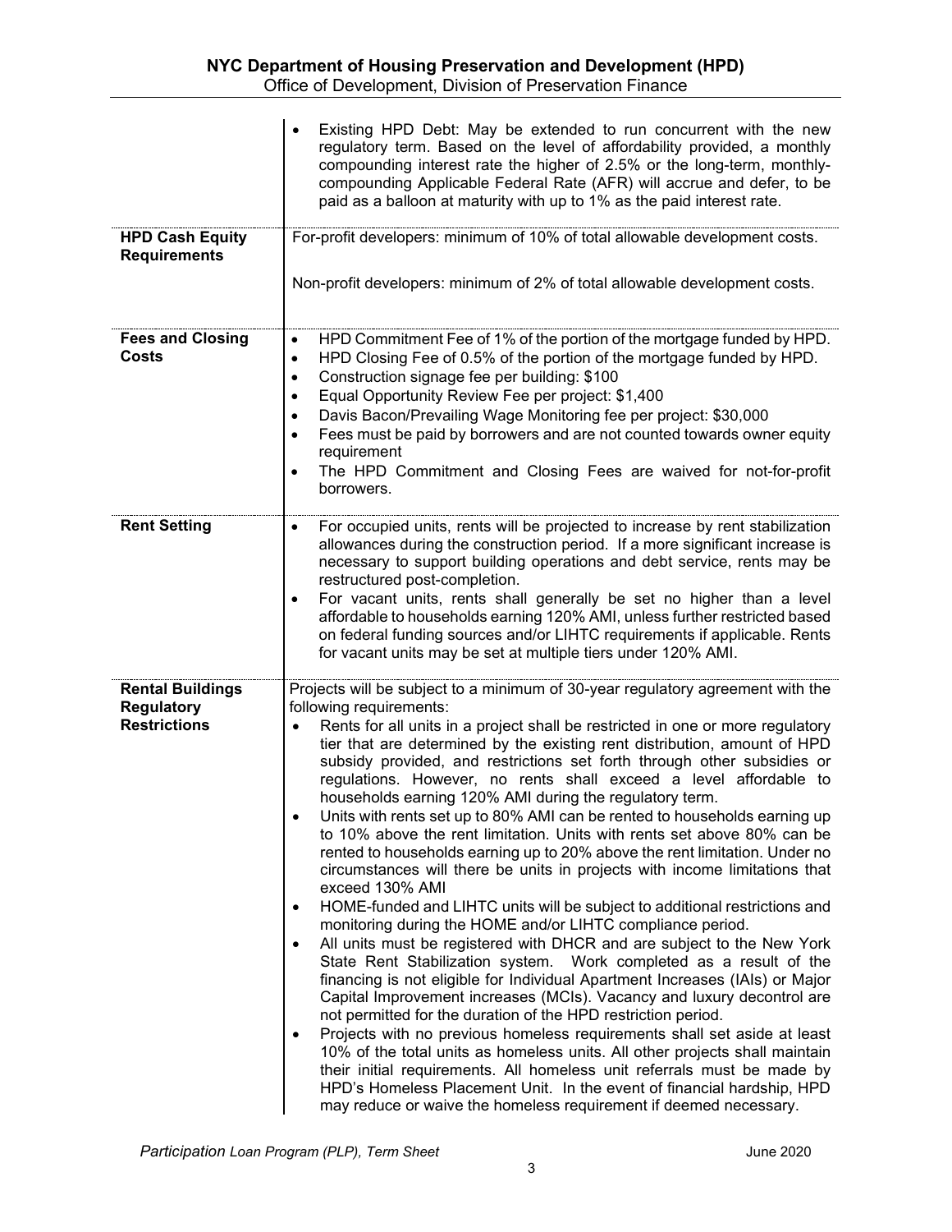| | |
|---|---|
| | • Existing HPD Debt: May be extended to run concurrent with the new regulatory term. Based on the level of affordability provided, a monthly compounding interest rate the higher of 2.5% or the long-term, monthly-compounding Applicable Federal Rate (AFR) will accrue and defer, to be paid as a balloon at maturity with up to 1% as the paid interest rate. |
| **HPD Cash Equity Requirements** | For-profit developers: minimum of 10% of total allowable development costs.<br><br>Non-profit developers: minimum of 2% of total allowable development costs. |
| **Fees and Closing Costs** | • HPD Commitment Fee of 1% of the portion of the mortgage funded by HPD.<br>• HPD Closing Fee of 0.5% of the portion of the mortgage funded by HPD.<br>• Construction signage fee per building: $100<br>• Equal Opportunity Review Fee per project: $1,400<br>• Davis Bacon/Prevailing Wage Monitoring fee per project: $30,000<br>• Fees must be paid by borrowers and are not counted towards owner equity requirement<br>• The HPD Commitment and Closing Fees are waived for not-for-profit borrowers. |
| **Rent Setting** | • For occupied units, rents will be projected to increase by rent stabilization allowances during the construction period. If a more significant increase is necessary to support building operations and debt service, rents may be restructured post-completion.<br>• For vacant units, rents shall generally be set no higher than a level affordable to households earning 120% AMI, unless further restricted based on federal funding sources and/or LIHTC requirements if applicable. Rents for vacant units may be set at multiple tiers under 120% AMI. |
| **Rental Buildings Regulatory Restrictions** | Projects will be subject to a minimum of 30-year regulatory agreement with the following requirements:<br>• Rents for all units in a project shall be restricted in one or more regulatory tier that are determined by the existing rent distribution, amount of HPD subsidy provided, and restrictions set forth through other subsidies or regulations. However, no rents shall exceed a level affordable to households earning 120% AMI during the regulatory term.<br>• Units with rents set up to 80% AMI can be rented to households earning up to 10% above the rent limitation. Units with rents set above 80% can be rented to households earning up to 20% above the rent limitation. Under no circumstances will there be units in projects with income limitations that exceed 130% AMI<br>• HOME-funded and LIHTC units will be subject to additional restrictions and monitoring during the HOME and/or LIHTC compliance period.<br>• All units must be registered with DHCR and are subject to the New York State Rent Stabilization system. Work completed as a result of the financing is not eligible for Individual Apartment Increases (IAIs) or Major Capital Improvement increases (MCIs). Vacancy and luxury decontrol are not permitted for the duration of the HPD restriction period.<br>• Projects with no previous homeless requirements shall set aside at least 10% of the total units as homeless units. All other projects shall maintain their initial requirements. All homeless unit referrals must be made by HPD's Homeless Placement Unit. In the event of financial hardship, HPD may reduce or waive the homeless requirement if deemed necessary. |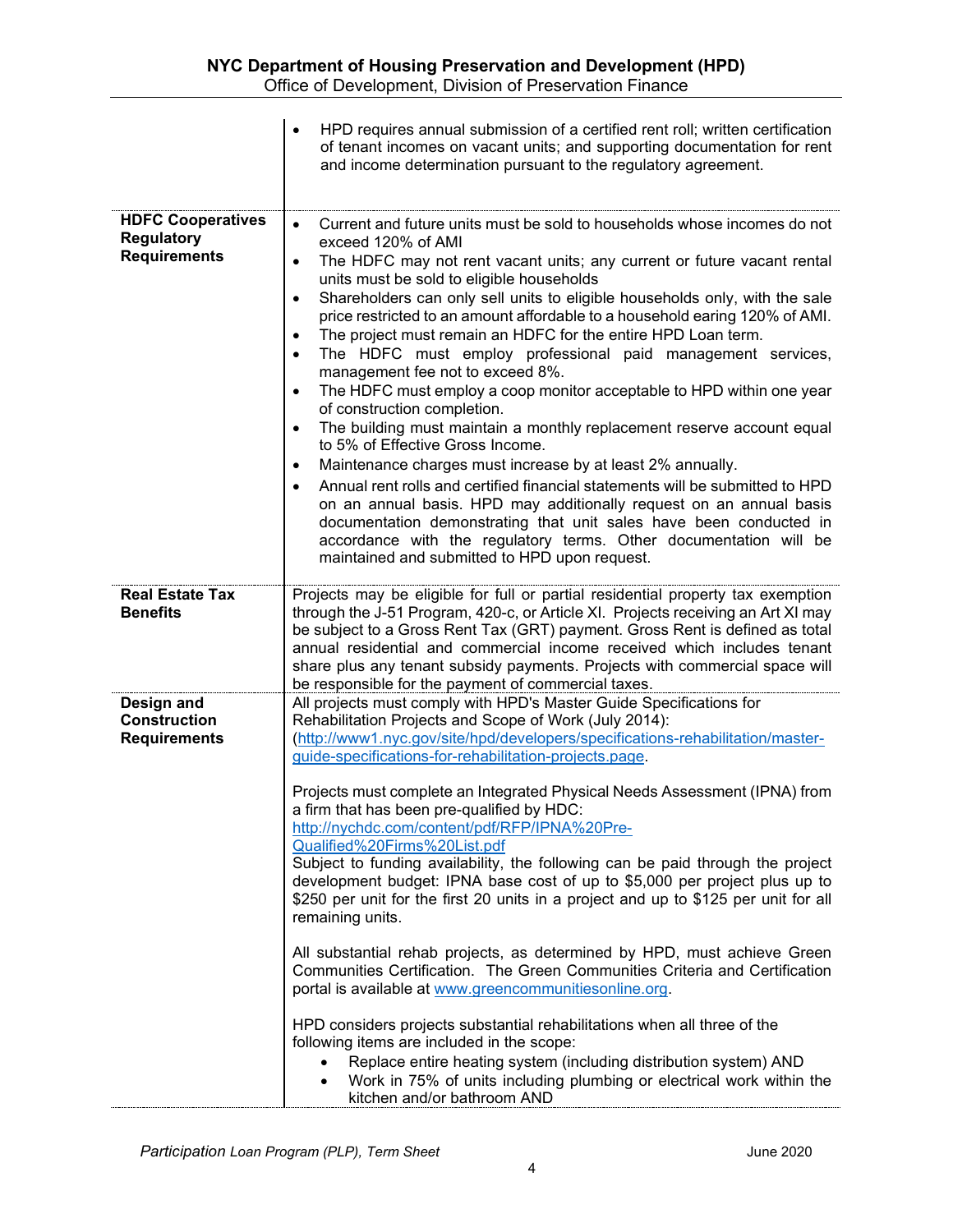| | |
|---|---|
| | • HPD requires annual submission of a certified rent roll; written certification of tenant incomes on vacant units; and supporting documentation for rent and income determination pursuant to the regulatory agreement. |
| **HDFC Cooperatives Regulatory Requirements** | • Current and future units must be sold to households whose incomes do not exceed 120% of AMI<br>• The HDFC may not rent vacant units; any current or future vacant rental units must be sold to eligible households<br>• Shareholders can only sell units to eligible households only, with the sale price restricted to an amount affordable to a household earing 120% of AMI.<br>• The project must remain an HDFC for the entire HPD Loan term.<br>• The HDFC must employ professional paid management services, management fee not to exceed 8%.<br>• The HDFC must employ a coop monitor acceptable to HPD within one year of construction completion.<br>• The building must maintain a monthly replacement reserve account equal to 5% of Effective Gross Income.<br>• Maintenance charges must increase by at least 2% annually.<br>• Annual rent rolls and certified financial statements will be submitted to HPD on an annual basis. HPD may additionally request on an annual basis documentation demonstrating that unit sales have been conducted in accordance with the regulatory terms. Other documentation will be maintained and submitted to HPD upon request. |
| **Real Estate Tax Benefits** | Projects may be eligible for full or partial residential property tax exemption through the J-51 Program, 420-c, or Article XI. Projects receiving an Art XI may be subject to a Gross Rent Tax (GRT) payment. Gross Rent is defined as total annual residential and commercial income received which includes tenant share plus any tenant subsidy payments. Projects with commercial space will be responsible for the payment of commercial taxes. |
| **Design and Construction Requirements** | All projects must comply with HPD's Master Guide Specifications for Rehabilitation Projects and Scope of Work (July 2014): ([http://www1.nyc.gov/site/hpd/developers/specifications-rehabilitation/master-guide-specifications-for-rehabilitation-projects.page](http://www1.nyc.gov/site/hpd/developers/specifications-rehabilitation/master-guide-specifications-for-rehabilitation-projects.page).<br><br>Projects must complete an Integrated Physical Needs Assessment (IPNA) from a firm that has been pre-qualified by HDC: [http://nychdc.com/content/pdf/RFP/IPNA%20Pre-Qualified%20Firms%20List.pdf](http://nychdc.com/content/pdf/RFP/IPNA%20Pre-Qualified%20Firms%20List.pdf)<br>Subject to funding availability, the following can be paid through the project development budget: IPNA base cost of up to $5,000 per project plus up to $250 per unit for the first 20 units in a project and up to $125 per unit for all remaining units.<br><br>All substantial rehab projects, as determined by HPD, must achieve Green Communities Certification. The Green Communities Criteria and Certification portal is available at [www.greencommunitiesonline.org](http://www.greencommunitiesonline.org).<br><br>HPD considers projects substantial rehabilitations when all three of the following items are included in the scope:<br>• Replace entire heating system (including distribution system) AND<br>• Work in 75% of units including plumbing or electrical work within the kitchen and/or bathroom AND |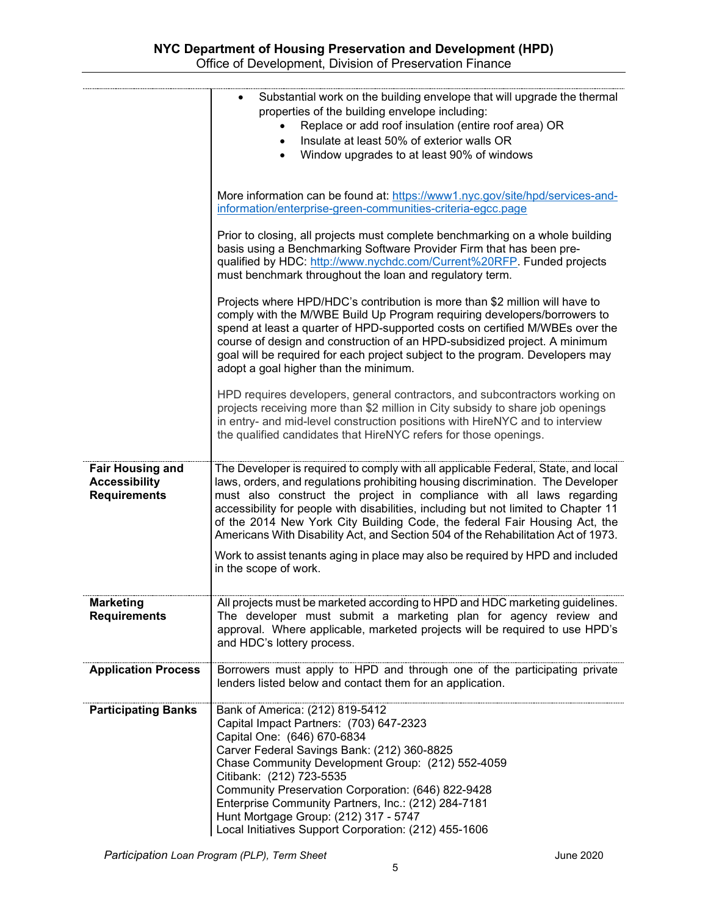| | |
|---|---|
| | • Substantial work on the building envelope that will upgrade the thermal properties of the building envelope including:<br>  • Replace or add roof insulation (entire roof area) OR<br>  • Insulate at least 50% of exterior walls OR<br>  • Window upgrades to at least 90% of windows<br><br>More information can be found at: [https://www1.nyc.gov/site/hpd/services-and-information/enterprise-green-communities-criteria-egcc.page](https://www1.nyc.gov/site/hpd/services-and-information/enterprise-green-communities-criteria-egcc.page)<br><br>Prior to closing, all projects must complete benchmarking on a whole building basis using a Benchmarking Software Provider Firm that has been pre-qualified by HDC: [http://www.nychdc.com/Current%20RFP](http://www.nychdc.com/Current%20RFP). Funded projects must benchmark throughout the loan and regulatory term.<br><br>Projects where HPD/HDC's contribution is more than $2 million will have to comply with the M/WBE Build Up Program requiring developers/borrowers to spend at least a quarter of HPD-supported costs on certified M/WBEs over the course of design and construction of an HPD-subsidized project. A minimum goal will be required for each project subject to the program. Developers may adopt a goal higher than the minimum.<br><br>HPD requires developers, general contractors, and subcontractors working on projects receiving more than $2 million in City subsidy to share job openings in entry- and mid-level construction positions with HireNYC and to interview the qualified candidates that HireNYC refers for those openings. |
| **Fair Housing and Accessibility Requirements** | The Developer is required to comply with all applicable Federal, State, and local laws, orders, and regulations prohibiting housing discrimination. The Developer must also construct the project in compliance with all laws regarding accessibility for people with disabilities, including but not limited to Chapter 11 of the 2014 New York City Building Code, the federal Fair Housing Act, the Americans With Disability Act, and Section 504 of the Rehabilitation Act of 1973.<br><br>Work to assist tenants aging in place may also be required by HPD and included in the scope of work. |
| **Marketing Requirements** | All projects must be marketed according to HPD and HDC marketing guidelines. The developer must submit a marketing plan for agency review and approval. Where applicable, marketed projects will be required to use HPD's and HDC's lottery process. |
| **Application Process** | Borrowers must apply to HPD and through one of the participating private lenders listed below and contact them for an application. |
| **Participating Banks** | Bank of America: (212) 819-5412<br>Capital Impact Partners: (703) 647-2323<br>Capital One: (646) 670-6834<br>Carver Federal Savings Bank: (212) 360-8825<br>Chase Community Development Group: (212) 552-4059<br>Citibank: (212) 723-5535<br>Community Preservation Corporation: (646) 822-9428<br>Enterprise Community Partners, Inc.: (212) 284-7181<br>Hunt Mortgage Group: (212) 317 - 5747<br>Local Initiatives Support Corporation: (212) 455-1606 |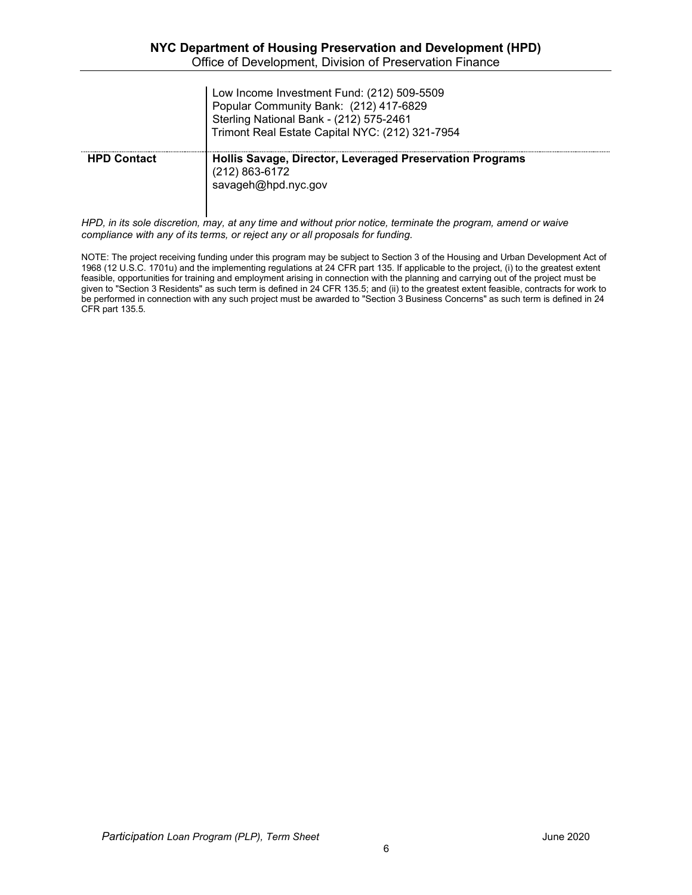| | |
|---|---|
| | Low Income Investment Fund: (212) 509-5509<br>Popular Community Bank: (212) 417-6829<br>Sterling National Bank - (212) 575-2461<br>Trimont Real Estate Capital NYC: (212) 321-7954 |
| **HPD Contact** | **Hollis Savage, Director, Leveraged Preservation Programs**<br>(212) 863-6172<br>savageh@hpd.nyc.gov |

*HPD, in its sole discretion, may, at any time and without prior notice, terminate the program, amend or waive compliance with any of its terms, or reject any or all proposals for funding.*

NOTE: The project receiving funding under this program may be subject to Section 3 of the Housing and Urban Development Act of 1968 (12 U.S.C. 1701u) and the implementing regulations at 24 CFR part 135. If applicable to the project, (i) to the greatest extent feasible, opportunities for training and employment arising in connection with the planning and carrying out of the project must be given to "Section 3 Residents" as such term is defined in 24 CFR 135.5; and (ii) to the greatest extent feasible, contracts for work to be performed in connection with any such project must be awarded to "Section 3 Business Concerns" as such term is defined in 24 CFR part 135.5.